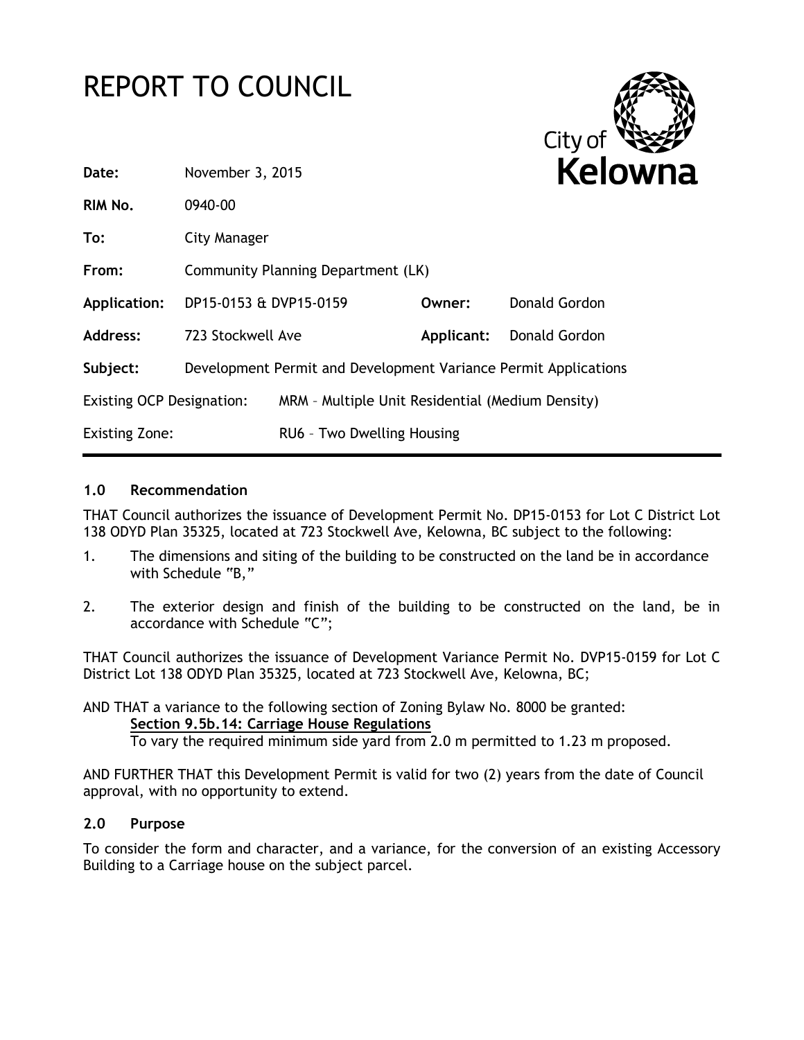# REPORT TO COUNCIL

City of Kelowna

| | | | |
|---|---|---|---|
| **Date:** | November 3, 2015 | | |
| **RIM No.** | 0940-00 | | |
| **To:** | City Manager | | |
| **From:** | Community Planning Department (LK) | | |
| **Application:** | DP15-0153 & DVP15-0159 | **Owner:** | Donald Gordon |
| **Address:** | 723 Stockwell Ave | **Applicant:** | Donald Gordon |
| **Subject:** | Development Permit and Development Variance Permit Applications | | |
| Existing OCP Designation: | MRM – Multiple Unit Residential (Medium Density) | | |
| Existing Zone: | RU6 – Two Dwelling Housing | | |

## 1.0 Recommendation

THAT Council authorizes the issuance of Development Permit No. DP15-0153 for Lot C District Lot 138 ODYD Plan 35325, located at 723 Stockwell Ave, Kelowna, BC subject to the following:

1. The dimensions and siting of the building to be constructed on the land be in accordance with Schedule "B,"

2. The exterior design and finish of the building to be constructed on the land, be in accordance with Schedule "C";

THAT Council authorizes the issuance of Development Variance Permit No. DVP15-0159 for Lot C District Lot 138 ODYD Plan 35325, located at 723 Stockwell Ave, Kelowna, BC;

AND THAT a variance to the following section of Zoning Bylaw No. 8000 be granted:

**Section 9.5b.14: Carriage House Regulations**

To vary the required minimum side yard from 2.0 m permitted to 1.23 m proposed.

AND FURTHER THAT this Development Permit is valid for two (2) years from the date of Council approval, with no opportunity to extend.

## 2.0 Purpose

To consider the form and character, and a variance, for the conversion of an existing Accessory Building to a Carriage house on the subject parcel.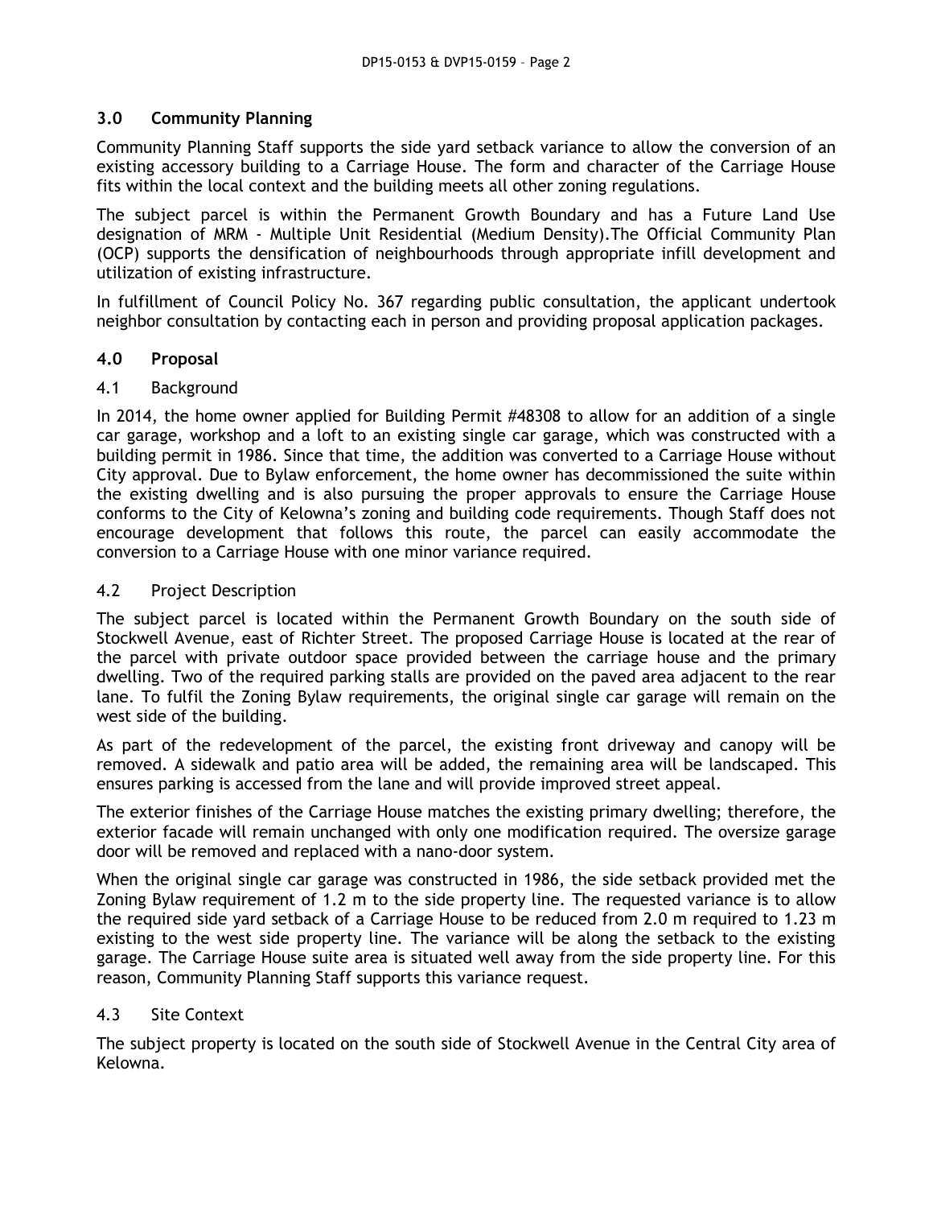## 3.0 Community Planning

Community Planning Staff supports the side yard setback variance to allow the conversion of an existing accessory building to a Carriage House. The form and character of the Carriage House fits within the local context and the building meets all other zoning regulations.

The subject parcel is within the Permanent Growth Boundary and has a Future Land Use designation of MRM - Multiple Unit Residential (Medium Density).The Official Community Plan (OCP) supports the densification of neighbourhoods through appropriate infill development and utilization of existing infrastructure.

In fulfillment of Council Policy No. 367 regarding public consultation, the applicant undertook neighbor consultation by contacting each in person and providing proposal application packages.

## 4.0 Proposal

### 4.1 Background

In 2014, the home owner applied for Building Permit #48308 to allow for an addition of a single car garage, workshop and a loft to an existing single car garage, which was constructed with a building permit in 1986. Since that time, the addition was converted to a Carriage House without City approval. Due to Bylaw enforcement, the home owner has decommissioned the suite within the existing dwelling and is also pursuing the proper approvals to ensure the Carriage House conforms to the City of Kelowna's zoning and building code requirements. Though Staff does not encourage development that follows this route, the parcel can easily accommodate the conversion to a Carriage House with one minor variance required.

### 4.2 Project Description

The subject parcel is located within the Permanent Growth Boundary on the south side of Stockwell Avenue, east of Richter Street. The proposed Carriage House is located at the rear of the parcel with private outdoor space provided between the carriage house and the primary dwelling. Two of the required parking stalls are provided on the paved area adjacent to the rear lane. To fulfil the Zoning Bylaw requirements, the original single car garage will remain on the west side of the building.

As part of the redevelopment of the parcel, the existing front driveway and canopy will be removed. A sidewalk and patio area will be added, the remaining area will be landscaped. This ensures parking is accessed from the lane and will provide improved street appeal.

The exterior finishes of the Carriage House matches the existing primary dwelling; therefore, the exterior facade will remain unchanged with only one modification required. The oversize garage door will be removed and replaced with a nano-door system.

When the original single car garage was constructed in 1986, the side setback provided met the Zoning Bylaw requirement of 1.2 m to the side property line. The requested variance is to allow the required side yard setback of a Carriage House to be reduced from 2.0 m required to 1.23 m existing to the west side property line. The variance will be along the setback to the existing garage. The Carriage House suite area is situated well away from the side property line. For this reason, Community Planning Staff supports this variance request.

### 4.3 Site Context

The subject property is located on the south side of Stockwell Avenue in the Central City area of Kelowna.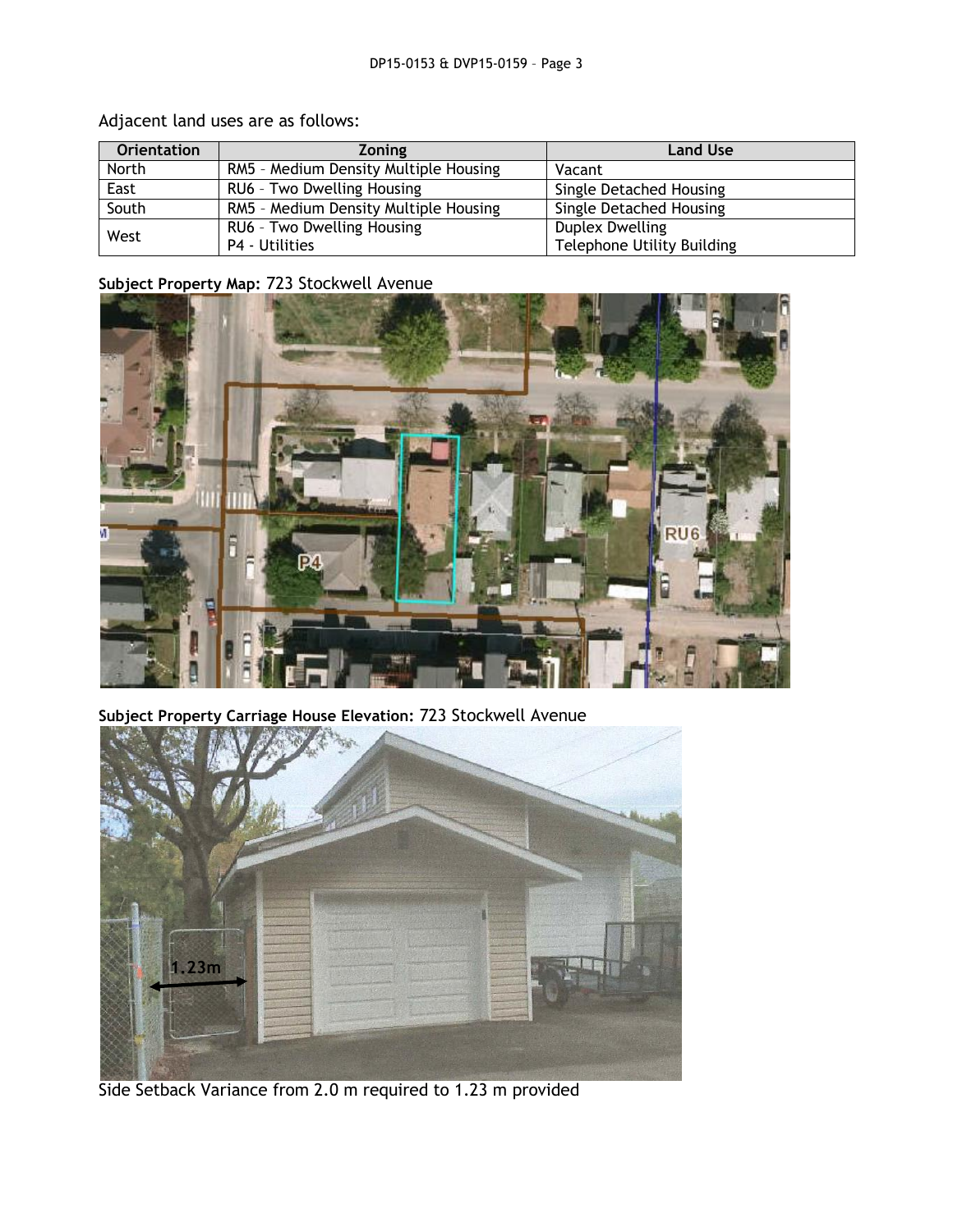Adjacent land uses are as follows:

| Orientation | Zoning | Land Use |
| --- | --- | --- |
| North | RM5 – Medium Density Multiple Housing | Vacant |
| East | RU6 – Two Dwelling Housing | Single Detached Housing |
| South | RM5 – Medium Density Multiple Housing | Single Detached Housing |
| West | RU6 – Two Dwelling Housing<br>P4 - Utilities | Duplex Dwelling<br>Telephone Utility Building |

**Subject Property Map:** 723 Stockwell Avenue

**Subject Property Carriage House Elevation:** 723 Stockwell Avenue

Side Setback Variance from 2.0 m required to 1.23 m provided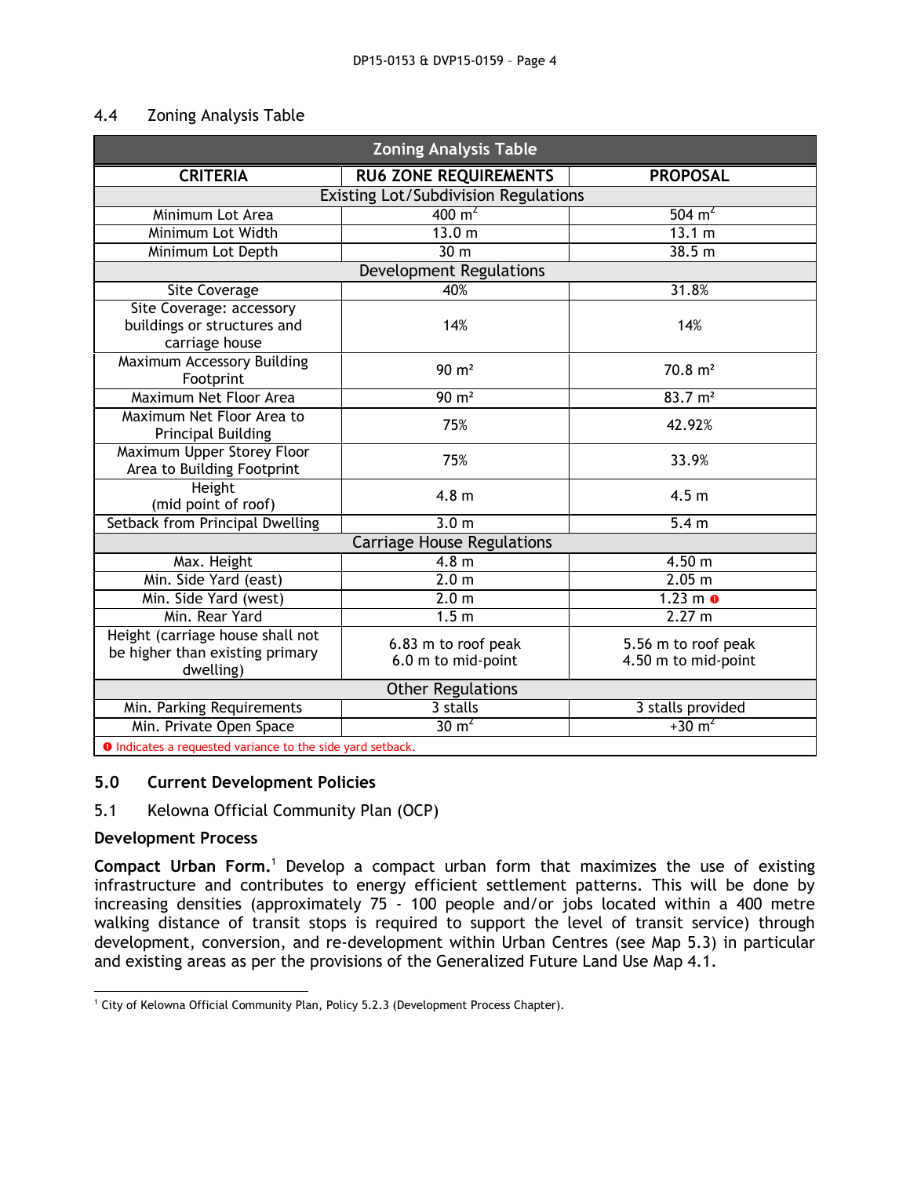### 4.4 Zoning Analysis Table

| Zoning Analysis Table | | |
|---|---|---|
| **CRITERIA** | **RU6 ZONE REQUIREMENTS** | **PROPOSAL** |
| Existing Lot/Subdivision Regulations | | |
| Minimum Lot Area | 400 $m^2$ | 504 $m^2$ |
| Minimum Lot Width | 13.0 m | 13.1 m |
| Minimum Lot Depth | 30 m | 38.5 m |
| Development Regulations | | |
| Site Coverage | 40% | 31.8% |
| Site Coverage: accessory buildings or structures and carriage house | 14% | 14% |
| Maximum Accessory Building Footprint | 90 m² | 70.8 m² |
| Maximum Net Floor Area | 90 m² | 83.7 m² |
| Maximum Net Floor Area to Principal Building | 75% | 42.92% |
| Maximum Upper Storey Floor Area to Building Footprint | 75% | 33.9% |
| Height (mid point of roof) | 4.8 m | 4.5 m |
| Setback from Principal Dwelling | 3.0 m | 5.4 m |
| Carriage House Regulations | | |
| Max. Height | 4.8 m | 4.50 m |
| Min. Side Yard (east) | 2.0 m | 2.05 m |
| Min. Side Yard (west) | 2.0 m | 1.23 m ❶ |
| Min. Rear Yard | 1.5 m | 2.27 m |
| Height (carriage house shall not be higher than existing primary dwelling) | 6.83 m to roof peak<br>6.0 m to mid-point | 5.56 m to roof peak<br>4.50 m to mid-point |
| Other Regulations | | |
| Min. Parking Requirements | 3 stalls | 3 stalls provided |
| Min. Private Open Space | 30 $m^2$ | +30 $m^2$ |

❶ Indicates a requested variance to the side yard setback.

## 5.0 Current Development Policies

### 5.1 Kelowna Official Community Plan (OCP)

**Development Process**

**Compact Urban Form.**[1] Develop a compact urban form that maximizes the use of existing infrastructure and contributes to energy efficient settlement patterns. This will be done by increasing densities (approximately 75 - 100 people and/or jobs located within a 400 metre walking distance of transit stops is required to support the level of transit service) through development, conversion, and re-development within Urban Centres (see Map 5.3) in particular and existing areas as per the provisions of the Generalized Future Land Use Map 4.1.

[1] City of Kelowna Official Community Plan, Policy 5.2.3 (Development Process Chapter).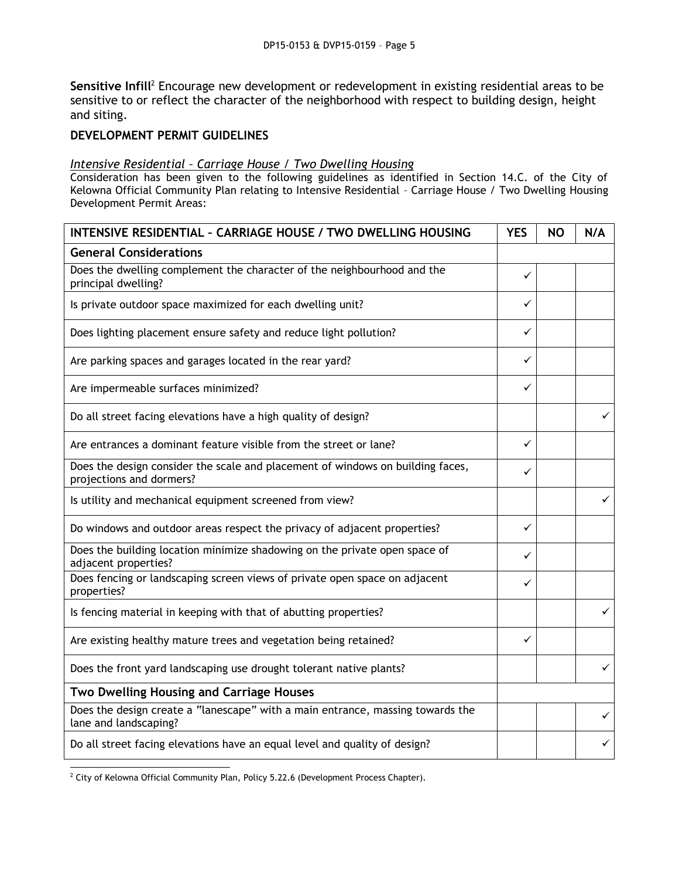**Sensitive Infill**[2] Encourage new development or redevelopment in existing residential areas to be sensitive to or reflect the character of the neighborhood with respect to building design, height and siting.

## DEVELOPMENT PERMIT GUIDELINES

*Intensive Residential – Carriage House / Two Dwelling Housing*

Consideration has been given to the following guidelines as identified in Section 14.C. of the City of Kelowna Official Community Plan relating to Intensive Residential – Carriage House / Two Dwelling Housing Development Permit Areas:

| INTENSIVE RESIDENTIAL – CARRIAGE HOUSE / TWO DWELLING HOUSING | YES | NO | N/A |
|---|---|---|---|
| **General Considerations** | | | |
| Does the dwelling complement the character of the neighbourhood and the principal dwelling? | ✓ | | |
| Is private outdoor space maximized for each dwelling unit? | ✓ | | |
| Does lighting placement ensure safety and reduce light pollution? | ✓ | | |
| Are parking spaces and garages located in the rear yard? | ✓ | | |
| Are impermeable surfaces minimized? | ✓ | | |
| Do all street facing elevations have a high quality of design? | | | ✓ |
| Are entrances a dominant feature visible from the street or lane? | ✓ | | |
| Does the design consider the scale and placement of windows on building faces, projections and dormers? | ✓ | | |
| Is utility and mechanical equipment screened from view? | | | ✓ |
| Do windows and outdoor areas respect the privacy of adjacent properties? | ✓ | | |
| Does the building location minimize shadowing on the private open space of adjacent properties? | ✓ | | |
| Does fencing or landscaping screen views of private open space on adjacent properties? | ✓ | | |
| Is fencing material in keeping with that of abutting properties? | | | ✓ |
| Are existing healthy mature trees and vegetation being retained? | ✓ | | |
| Does the front yard landscaping use drought tolerant native plants? | | | ✓ |
| **Two Dwelling Housing and Carriage Houses** | | | |
| Does the design create a "lanescape" with a main entrance, massing towards the lane and landscaping? | | | ✓ |
| Do all street facing elevations have an equal level and quality of design? | | | ✓ |

[2] City of Kelowna Official Community Plan, Policy 5.22.6 (Development Process Chapter).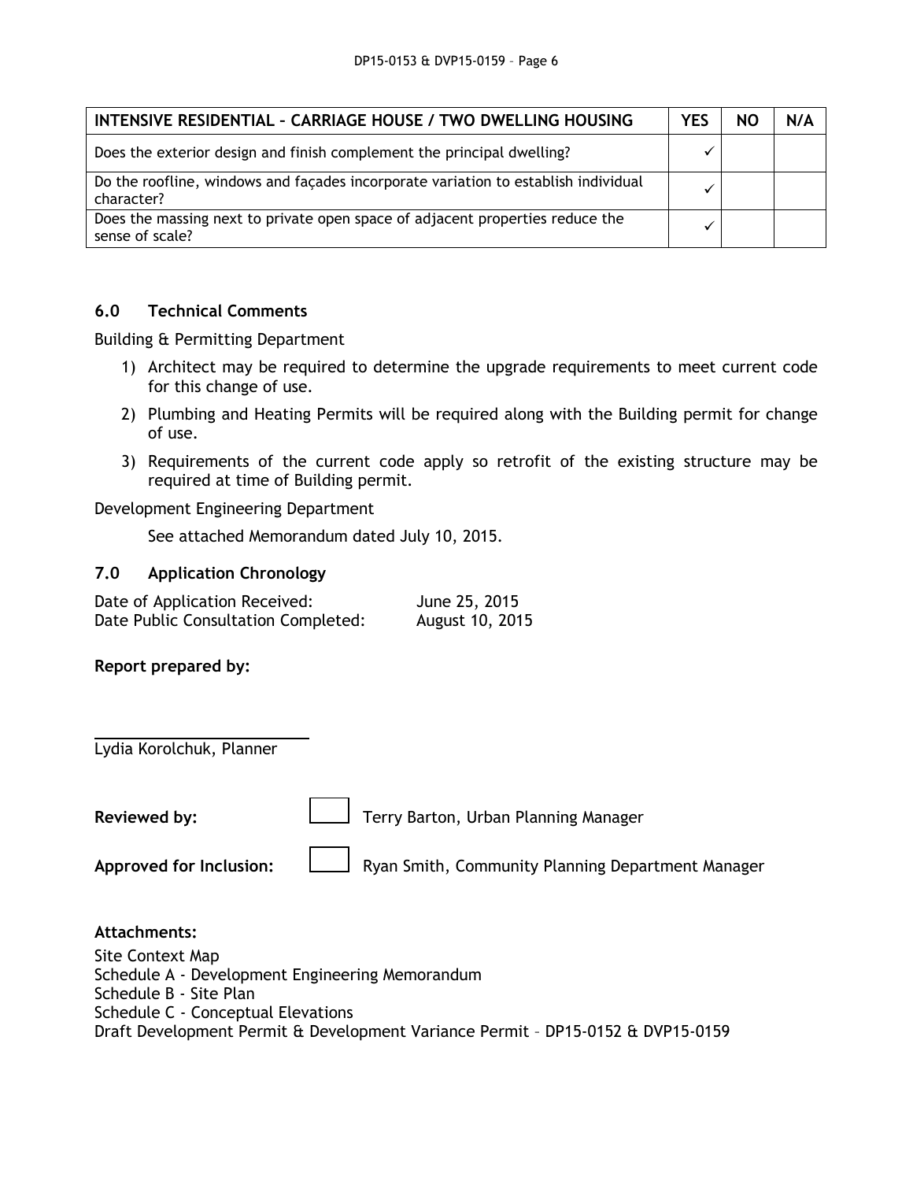| INTENSIVE RESIDENTIAL – CARRIAGE HOUSE / TWO DWELLING HOUSING | YES | NO | N/A |
|---|---|---|---|
| Does the exterior design and finish complement the principal dwelling? | ✓ | | |
| Do the roofline, windows and façades incorporate variation to establish individual character? | ✓ | | |
| Does the massing next to private open space of adjacent properties reduce the sense of scale? | ✓ | | |

## 6.0 Technical Comments

Building & Permitting Department

1) Architect may be required to determine the upgrade requirements to meet current code for this change of use.
2) Plumbing and Heating Permits will be required along with the Building permit for change of use.
3) Requirements of the current code apply so retrofit of the existing structure may be required at time of Building permit.

Development Engineering Department

See attached Memorandum dated July 10, 2015.

## 7.0 Application Chronology

Date of Application Received: June 25, 2015
Date Public Consultation Completed: August 10, 2015

**Report prepared by:**

Lydia Korolchuk, Planner

**Reviewed by:** Terry Barton, Urban Planning Manager

**Approved for Inclusion:** Ryan Smith, Community Planning Department Manager

**Attachments:**

Site Context Map
Schedule A - Development Engineering Memorandum
Schedule B - Site Plan
Schedule C - Conceptual Elevations
Draft Development Permit & Development Variance Permit – DP15-0152 & DVP15-0159